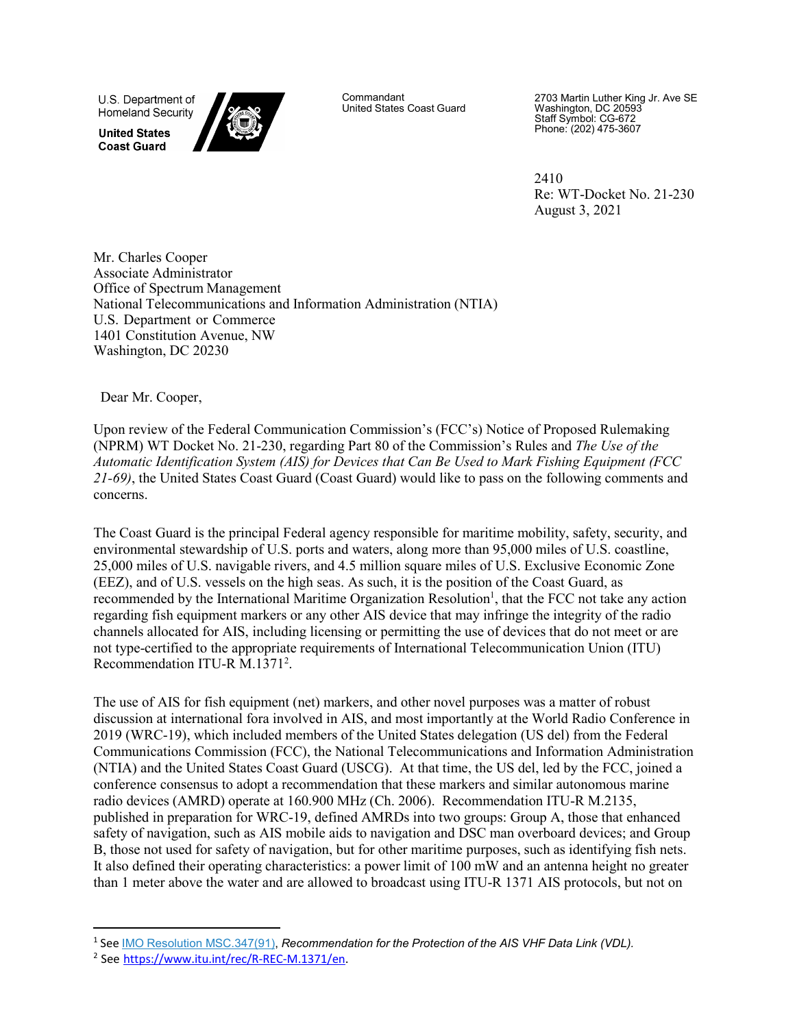U.S. Department of Homeland Security

**United States Coast Guard**

Commandant
United States Coast Guard

2703 Martin Luther King Jr. Ave SE
Washington, DC 20593
Staff Symbol: CG-672
Phone: (202) 475-3607

2410
Re: WT-Docket No. 21-230
August 3, 2021

Mr. Charles Cooper
Associate Administrator
Office of Spectrum Management
National Telecommunications and Information Administration (NTIA)
U.S. Department or Commerce
1401 Constitution Avenue, NW
Washington, DC 20230

Dear Mr. Cooper,

Upon review of the Federal Communication Commission's (FCC's) Notice of Proposed Rulemaking (NPRM) WT Docket No. 21-230, regarding Part 80 of the Commission's Rules and *The Use of the Automatic Identification System (AIS) for Devices that Can Be Used to Mark Fishing Equipment (FCC 21-69)*, the United States Coast Guard (Coast Guard) would like to pass on the following comments and concerns.

The Coast Guard is the principal Federal agency responsible for maritime mobility, safety, security, and environmental stewardship of U.S. ports and waters, along more than 95,000 miles of U.S. coastline, 25,000 miles of U.S. navigable rivers, and 4.5 million square miles of U.S. Exclusive Economic Zone (EEZ), and of U.S. vessels on the high seas. As such, it is the position of the Coast Guard, as recommended by the International Maritime Organization Resolution[1], that the FCC not take any action regarding fish equipment markers or any other AIS device that may infringe the integrity of the radio channels allocated for AIS, including licensing or permitting the use of devices that do not meet or are not type-certified to the appropriate requirements of International Telecommunication Union (ITU) Recommendation ITU-R M.1371[2].

The use of AIS for fish equipment (net) markers, and other novel purposes was a matter of robust discussion at international fora involved in AIS, and most importantly at the World Radio Conference in 2019 (WRC-19), which included members of the United States delegation (US del) from the Federal Communications Commission (FCC), the National Telecommunications and Information Administration (NTIA) and the United States Coast Guard (USCG). At that time, the US del, led by the FCC, joined a conference consensus to adopt a recommendation that these markers and similar autonomous marine radio devices (AMRD) operate at 160.900 MHz (Ch. 2006). Recommendation ITU-R M.2135, published in preparation for WRC-19, defined AMRDs into two groups: Group A, those that enhanced safety of navigation, such as AIS mobile aids to navigation and DSC man overboard devices; and Group B, those not used for safety of navigation, but for other maritime purposes, such as identifying fish nets. It also defined their operating characteristics: a power limit of 100 mW and an antenna height no greater than 1 meter above the water and are allowed to broadcast using ITU-R 1371 AIS protocols, but not on

---

[1] See IMO Resolution MSC.347(91), *Recommendation for the Protection of the AIS VHF Data Link (VDL).*

[2] See https://www.itu.int/rec/R-REC-M.1371/en.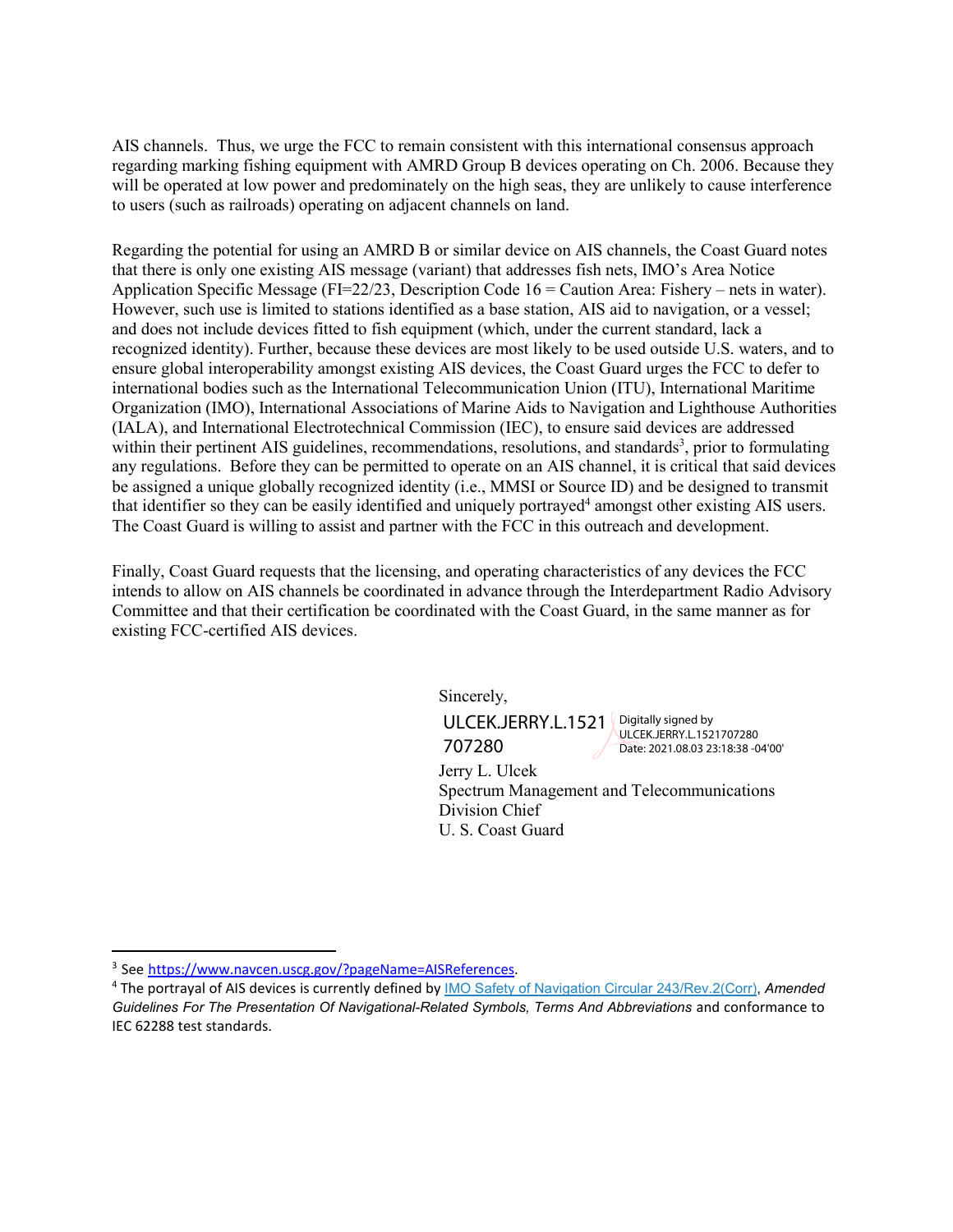AIS channels. Thus, we urge the FCC to remain consistent with this international consensus approach regarding marking fishing equipment with AMRD Group B devices operating on Ch. 2006. Because they will be operated at low power and predominately on the high seas, they are unlikely to cause interference to users (such as railroads) operating on adjacent channels on land.

Regarding the potential for using an AMRD B or similar device on AIS channels, the Coast Guard notes that there is only one existing AIS message (variant) that addresses fish nets, IMO's Area Notice Application Specific Message (FI=22/23, Description Code 16 = Caution Area: Fishery – nets in water). However, such use is limited to stations identified as a base station, AIS aid to navigation, or a vessel; and does not include devices fitted to fish equipment (which, under the current standard, lack a recognized identity). Further, because these devices are most likely to be used outside U.S. waters, and to ensure global interoperability amongst existing AIS devices, the Coast Guard urges the FCC to defer to international bodies such as the International Telecommunication Union (ITU), International Maritime Organization (IMO), International Associations of Marine Aids to Navigation and Lighthouse Authorities (IALA), and International Electrotechnical Commission (IEC), to ensure said devices are addressed within their pertinent AIS guidelines, recommendations, resolutions, and standards[3], prior to formulating any regulations. Before they can be permitted to operate on an AIS channel, it is critical that said devices be assigned a unique globally recognized identity (i.e., MMSI or Source ID) and be designed to transmit that identifier so they can be easily identified and uniquely portrayed[4] amongst other existing AIS users. The Coast Guard is willing to assist and partner with the FCC in this outreach and development.

Finally, Coast Guard requests that the licensing, and operating characteristics of any devices the FCC intends to allow on AIS channels be coordinated in advance through the Interdepartment Radio Advisory Committee and that their certification be coordinated with the Coast Guard, in the same manner as for existing FCC-certified AIS devices.

Sincerely,

ULCEK.JERRY.L.1521707280

Digitally signed by ULCEK.JERRY.L.1521707280
Date: 2021.08.03 23:18:38 -04'00'

Jerry L. Ulcek
Spectrum Management and Telecommunications Division Chief
U. S. Coast Guard

---

[3] See https://www.navcen.uscg.gov/?pageName=AISReferences.

[4] The portrayal of AIS devices is currently defined by IMO Safety of Navigation Circular 243/Rev.2(Corr), *Amended Guidelines For The Presentation Of Navigational-Related Symbols, Terms And Abbreviations* and conformance to IEC 62288 test standards.